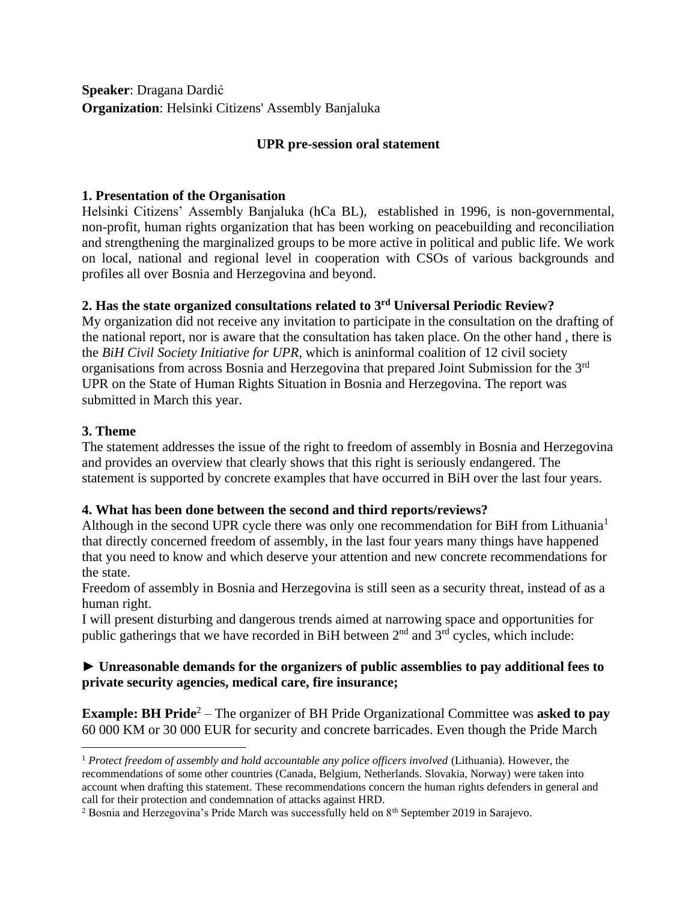**Speaker**: Dragana Dardić
**Organization**: Helsinki Citizens' Assembly Banjaluka

**UPR pre-session oral statement**

### 1. Presentation of the Organisation

Helsinki Citizens' Assembly Banjaluka (hCa BL), established in 1996, is non-governmental, non-profit, human rights organization that has been working on peacebuilding and reconciliation and strengthening the marginalized groups to be more active in political and public life. We work on local, national and regional level in cooperation with CSOs of various backgrounds and profiles all over Bosnia and Herzegovina and beyond.

### 2. Has the state organized consultations related to 3rd Universal Periodic Review?

My organization did not receive any invitation to participate in the consultation on the drafting of the national report, nor is aware that the consultation has taken place. On the other hand , there is the *BiH Civil Society Initiative for UPR,* which is aninformal coalition of 12 civil society organisations from across Bosnia and Herzegovina that prepared Joint Submission for the 3rd UPR on the State of Human Rights Situation in Bosnia and Herzegovina. The report was submitted in March this year.

### 3. Theme

The statement addresses the issue of the right to freedom of assembly in Bosnia and Herzegovina and provides an overview that clearly shows that this right is seriously endangered. The statement is supported by concrete examples that have occurred in BiH over the last four years.

### 4. What has been done between the second and third reports/reviews?

Although in the second UPR cycle there was only one recommendation for BiH from Lithuania[1] that directly concerned freedom of assembly, in the last four years many things have happened that you need to know and which deserve your attention and new concrete recommendations for the state.

Freedom of assembly in Bosnia and Herzegovina is still seen as a security threat, instead of as a human right.

I will present disturbing and dangerous trends aimed at narrowing space and opportunities for public gatherings that we have recorded in BiH between 2nd and 3rd cycles, which include:

**► Unreasonable demands for the organizers of public assemblies to pay additional fees to private security agencies, medical care, fire insurance;**

**Example: BH Pride**[2] – The organizer of BH Pride Organizational Committee was **asked to pay** 60 000 KM or 30 000 EUR for security and concrete barricades. Even though the Pride March

---

[1] *Protect freedom of assembly and hold accountable any police officers involved* (Lithuania). However, the recommendations of some other countries (Canada, Belgium, Netherlands. Slovakia, Norway) were taken into account when drafting this statement. These recommendations concern the human rights defenders in general and call for their protection and condemnation of attacks against HRD.

[2] Bosnia and Herzegovina's Pride March was successfully held on 8th September 2019 in Sarajevo.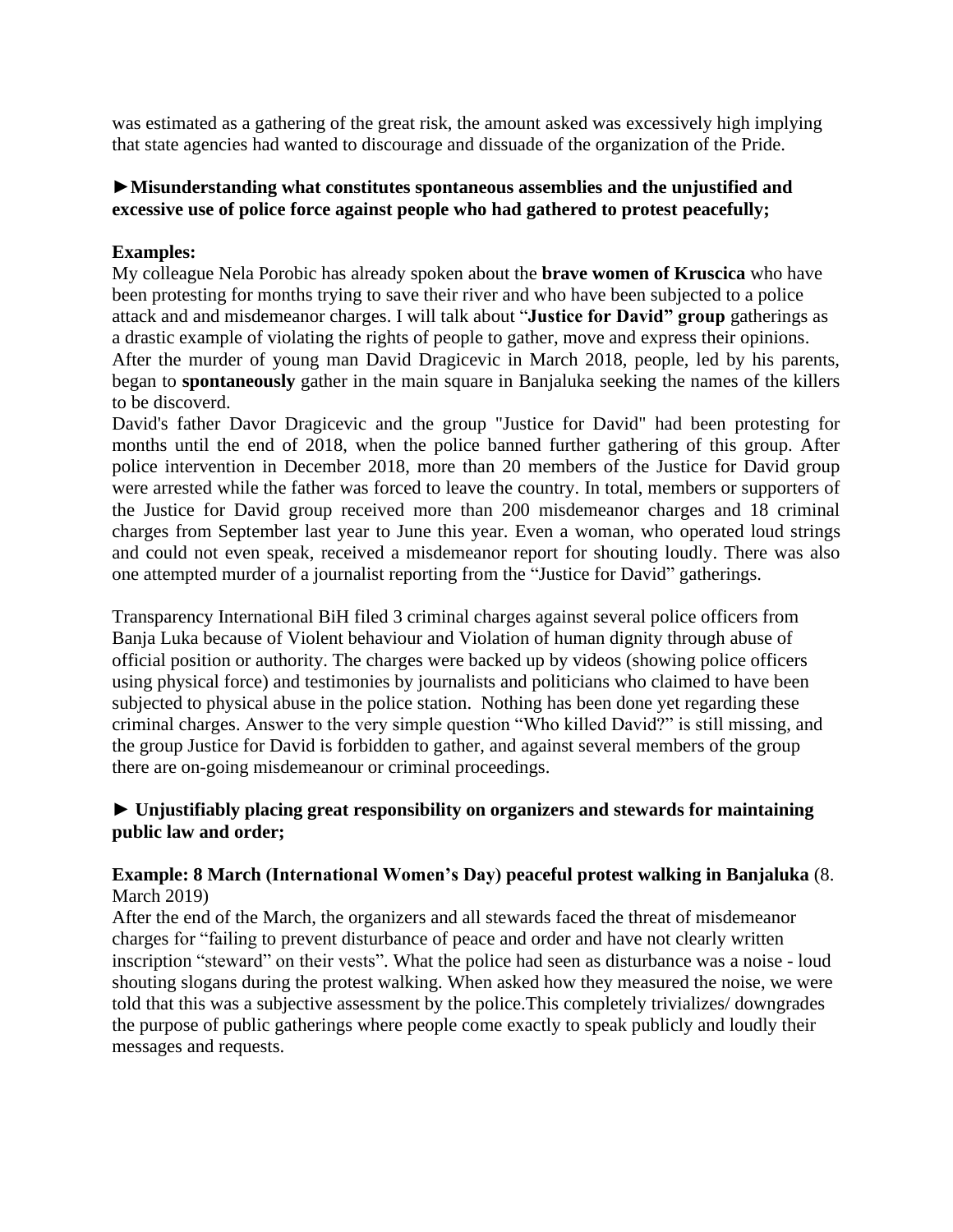was estimated as a gathering of the great risk, the amount asked was excessively high implying that state agencies had wanted to discourage and dissuade of the organization of the Pride.

**►Misunderstanding what constitutes spontaneous assemblies and the unjustified and excessive use of police force against people who had gathered to protest peacefully;**

**Examples:**
My colleague Nela Porobic has already spoken about the **brave women of Kruscica** who have been protesting for months trying to save their river and who have been subjected to a police attack and and misdemeanor charges. I will talk about "**Justice for David" group** gatherings as a drastic example of violating the rights of people to gather, move and express their opinions.
After the murder of young man David Dragicevic in March 2018, people, led by his parents, began to **spontaneously** gather in the main square in Banjaluka seeking the names of the killers to be discoverd.
David's father Davor Dragicevic and the group "Justice for David" had been protesting for months until the end of 2018, when the police banned further gathering of this group. After police intervention in December 2018, more than 20 members of the Justice for David group were arrested while the father was forced to leave the country. In total, members or supporters of the Justice for David group received more than 200 misdemeanor charges and 18 criminal charges from September last year to June this year. Even a woman, who operated loud strings and could not even speak, received a misdemeanor report for shouting loudly. There was also one attempted murder of a journalist reporting from the "Justice for David" gatherings.

Transparency International BiH filed 3 criminal charges against several police officers from Banja Luka because of Violent behaviour and Violation of human dignity through abuse of official position or authority. The charges were backed up by videos (showing police officers using physical force) and testimonies by journalists and politicians who claimed to have been subjected to physical abuse in the police station. Nothing has been done yet regarding these criminal charges. Answer to the very simple question "Who killed David?" is still missing, and the group Justice for David is forbidden to gather, and against several members of the group there are on-going misdemeanour or criminal proceedings.

**► Unjustifiably placing great responsibility on organizers and stewards for maintaining public law and order;**

**Example: 8 March (International Women's Day) peaceful protest walking in Banjaluka** (8. March 2019)
After the end of the March, the organizers and all stewards faced the threat of misdemeanor charges for "failing to prevent disturbance of peace and order and have not clearly written inscription "steward" on their vests". What the police had seen as disturbance was a noise - loud shouting slogans during the protest walking. When asked how they measured the noise, we were told that this was a subjective assessment by the police.This completely trivializes/ downgrades the purpose of public gatherings where people come exactly to speak publicly and loudly their messages and requests.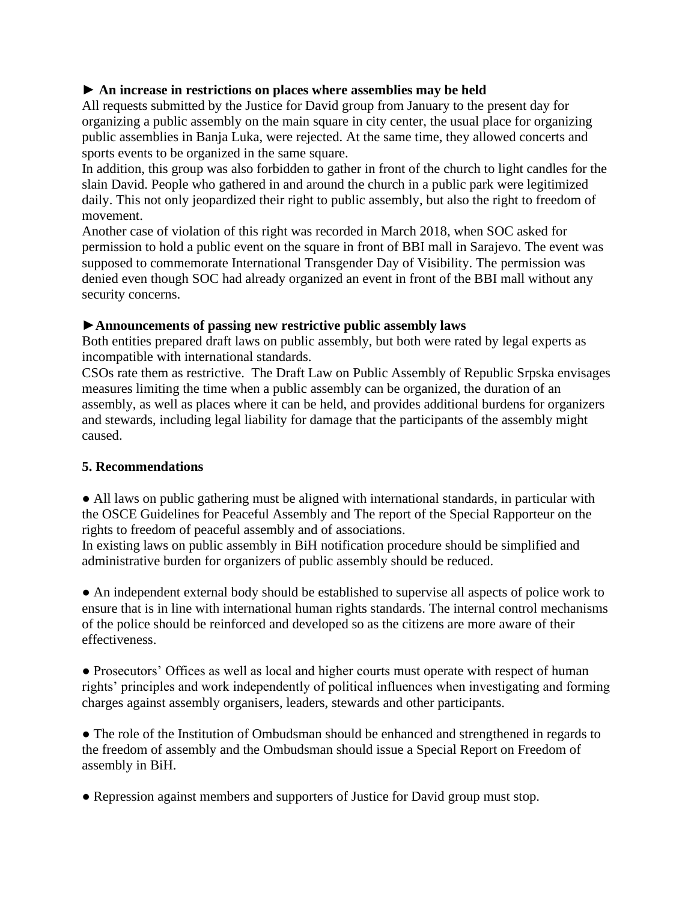**► An increase in restrictions on places where assemblies may be held**

All requests submitted by the Justice for David group from January to the present day for organizing a public assembly on the main square in city center, the usual place for organizing public assemblies in Banja Luka, were rejected. At the same time, they allowed concerts and sports events to be organized in the same square.

In addition, this group was also forbidden to gather in front of the church to light candles for the slain David. People who gathered in and around the church in a public park were legitimized daily. This not only jeopardized their right to public assembly, but also the right to freedom of movement.

Another case of violation of this right was recorded in March 2018, when SOC asked for permission to hold a public event on the square in front of BBI mall in Sarajevo. The event was supposed to commemorate International Transgender Day of Visibility. The permission was denied even though SOC had already organized an event in front of the BBI mall without any security concerns.

**►Announcements of passing new restrictive public assembly laws**

Both entities prepared draft laws on public assembly, but both were rated by legal experts as incompatible with international standards.

CSOs rate them as restrictive. The Draft Law on Public Assembly of Republic Srpska envisages measures limiting the time when a public assembly can be organized, the duration of an assembly, as well as places where it can be held, and provides additional burdens for organizers and stewards, including legal liability for damage that the participants of the assembly might caused.

## 5. Recommendations

● All laws on public gathering must be aligned with international standards, in particular with the OSCE Guidelines for Peaceful Assembly and The report of the Special Rapporteur on the rights to freedom of peaceful assembly and of associations.

In existing laws on public assembly in BiH notification procedure should be simplified and administrative burden for organizers of public assembly should be reduced.

● An independent external body should be established to supervise all aspects of police work to ensure that is in line with international human rights standards. The internal control mechanisms of the police should be reinforced and developed so as the citizens are more aware of their effectiveness.

● Prosecutors' Offices as well as local and higher courts must operate with respect of human rights' principles and work independently of political influences when investigating and forming charges against assembly organisers, leaders, stewards and other participants.

● The role of the Institution of Ombudsman should be enhanced and strengthened in regards to the freedom of assembly and the Ombudsman should issue a Special Report on Freedom of assembly in BiH.

● Repression against members and supporters of Justice for David group must stop.